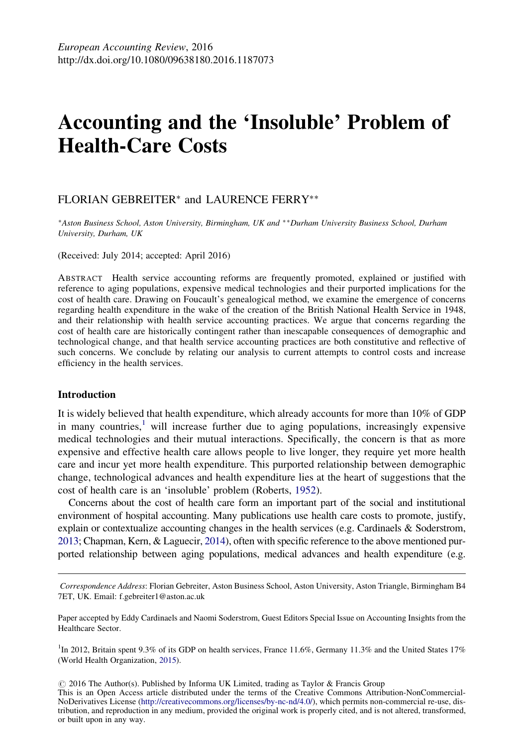*European Accounting Review*, 2016
http://dx.doi.org/10.1080/09638180.2016.1187073

# Accounting and the 'Insoluble' Problem of Health-Care Costs

FLORIAN GEBREITER* and LAURENCE FERRY**

*Aston Business School, Aston University, Birmingham, UK and **Durham University Business School, Durham University, Durham, UK

(Received: July 2014; accepted: April 2016)

ABSTRACT Health service accounting reforms are frequently promoted, explained or justified with reference to aging populations, expensive medical technologies and their purported implications for the cost of health care. Drawing on Foucault's genealogical method, we examine the emergence of concerns regarding health expenditure in the wake of the creation of the British National Health Service in 1948, and their relationship with health service accounting practices. We argue that concerns regarding the cost of health care are historically contingent rather than inescapable consequences of demographic and technological change, and that health service accounting practices are both constitutive and reflective of such concerns. We conclude by relating our analysis to current attempts to control costs and increase efficiency in the health services.

## Introduction

It is widely believed that health expenditure, which already accounts for more than 10% of GDP in many countries,[1] will increase further due to aging populations, increasingly expensive medical technologies and their mutual interactions. Specifically, the concern is that as more expensive and effective health care allows people to live longer, they require yet more health care and incur yet more health expenditure. This purported relationship between demographic change, technological advances and health expenditure lies at the heart of suggestions that the cost of health care is an 'insoluble' problem (Roberts, 1952).

Concerns about the cost of health care form an important part of the social and institutional environment of hospital accounting. Many publications use health care costs to promote, justify, explain or contextualize accounting changes in the health services (e.g. Cardinaels & Soderstrom, 2013; Chapman, Kern, & Laguecir, 2014), often with specific reference to the above mentioned purported relationship between aging populations, medical advances and health expenditure (e.g.

---

*Correspondence Address*: Florian Gebreiter, Aston Business School, Aston University, Aston Triangle, Birmingham B4 7ET, UK. Email: f.gebreiter1@aston.ac.uk

Paper accepted by Eddy Cardinaels and Naomi Soderstrom, Guest Editors Special Issue on Accounting Insights from the Healthcare Sector.

[1] In 2012, Britain spent 9.3% of its GDP on health services, France 11.6%, Germany 11.3% and the United States 17% (World Health Organization, 2015).

© 2016 The Author(s). Published by Informa UK Limited, trading as Taylor & Francis Group
This is an Open Access article distributed under the terms of the Creative Commons Attribution-NonCommercial-NoDerivatives License (http://creativecommons.org/licenses/by-nc-nd/4.0/), which permits non-commercial re-use, distribution, and reproduction in any medium, provided the original work is properly cited, and is not altered, transformed, or built upon in any way.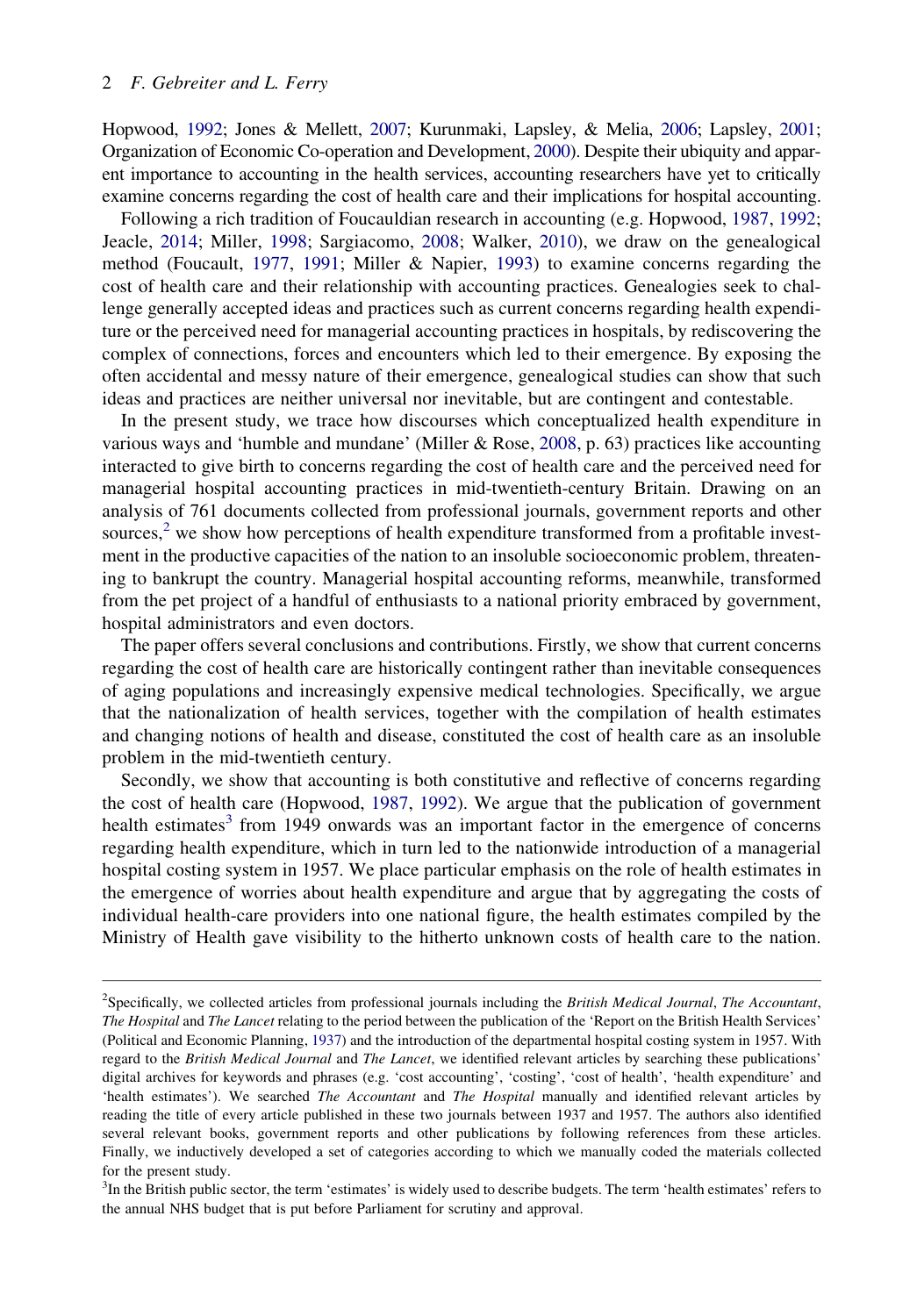Hopwood, 1992; Jones & Mellett, 2007; Kurunmaki, Lapsley, & Melia, 2006; Lapsley, 2001; Organization of Economic Co-operation and Development, 2000). Despite their ubiquity and apparent importance to accounting in the health services, accounting researchers have yet to critically examine concerns regarding the cost of health care and their implications for hospital accounting.

Following a rich tradition of Foucauldian research in accounting (e.g. Hopwood, 1987, 1992; Jeacle, 2014; Miller, 1998; Sargiacomo, 2008; Walker, 2010), we draw on the genealogical method (Foucault, 1977, 1991; Miller & Napier, 1993) to examine concerns regarding the cost of health care and their relationship with accounting practices. Genealogies seek to challenge generally accepted ideas and practices such as current concerns regarding health expenditure or the perceived need for managerial accounting practices in hospitals, by rediscovering the complex of connections, forces and encounters which led to their emergence. By exposing the often accidental and messy nature of their emergence, genealogical studies can show that such ideas and practices are neither universal nor inevitable, but are contingent and contestable.

In the present study, we trace how discourses which conceptualized health expenditure in various ways and 'humble and mundane' (Miller & Rose, 2008, p. 63) practices like accounting interacted to give birth to concerns regarding the cost of health care and the perceived need for managerial hospital accounting practices in mid-twentieth-century Britain. Drawing on an analysis of 761 documents collected from professional journals, government reports and other sources,[2] we show how perceptions of health expenditure transformed from a profitable investment in the productive capacities of the nation to an insoluble socioeconomic problem, threatening to bankrupt the country. Managerial hospital accounting reforms, meanwhile, transformed from the pet project of a handful of enthusiasts to a national priority embraced by government, hospital administrators and even doctors.

The paper offers several conclusions and contributions. Firstly, we show that current concerns regarding the cost of health care are historically contingent rather than inevitable consequences of aging populations and increasingly expensive medical technologies. Specifically, we argue that the nationalization of health services, together with the compilation of health estimates and changing notions of health and disease, constituted the cost of health care as an insoluble problem in the mid-twentieth century.

Secondly, we show that accounting is both constitutive and reflective of concerns regarding the cost of health care (Hopwood, 1987, 1992). We argue that the publication of government health estimates[3] from 1949 onwards was an important factor in the emergence of concerns regarding health expenditure, which in turn led to the nationwide introduction of a managerial hospital costing system in 1957. We place particular emphasis on the role of health estimates in the emergence of worries about health expenditure and argue that by aggregating the costs of individual health-care providers into one national figure, the health estimates compiled by the Ministry of Health gave visibility to the hitherto unknown costs of health care to the nation.

---

[2] Specifically, we collected articles from professional journals including the *British Medical Journal*, *The Accountant*, *The Hospital* and *The Lancet* relating to the period between the publication of the 'Report on the British Health Services' (Political and Economic Planning, 1937) and the introduction of the departmental hospital costing system in 1957. With regard to the *British Medical Journal* and *The Lancet*, we identified relevant articles by searching these publications' digital archives for keywords and phrases (e.g. 'cost accounting', 'costing', 'cost of health', 'health expenditure' and 'health estimates'). We searched *The Accountant* and *The Hospital* manually and identified relevant articles by reading the title of every article published in these two journals between 1937 and 1957. The authors also identified several relevant books, government reports and other publications by following references from these articles. Finally, we inductively developed a set of categories according to which we manually coded the materials collected for the present study.

[3] In the British public sector, the term 'estimates' is widely used to describe budgets. The term 'health estimates' refers to the annual NHS budget that is put before Parliament for scrutiny and approval.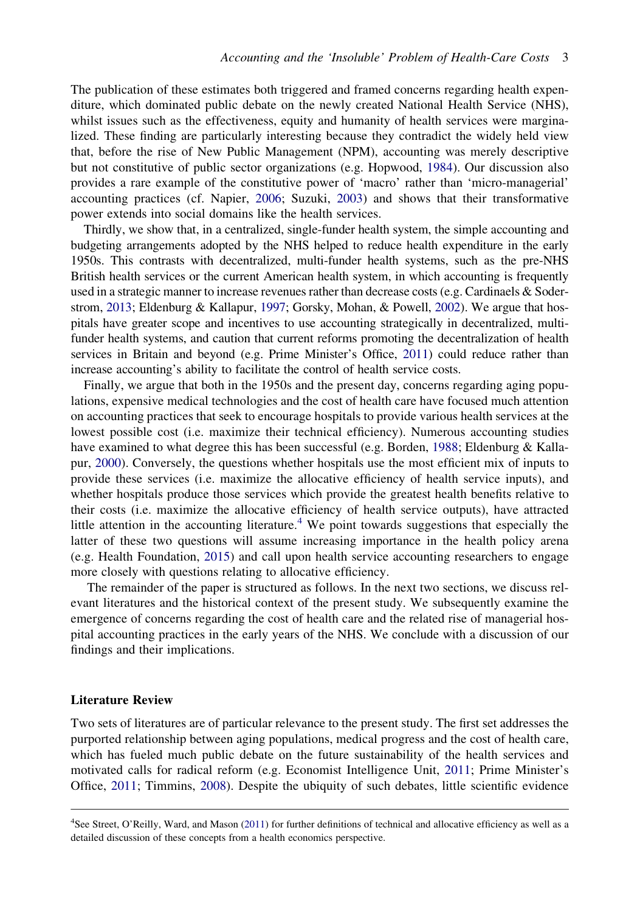The publication of these estimates both triggered and framed concerns regarding health expenditure, which dominated public debate on the newly created National Health Service (NHS), whilst issues such as the effectiveness, equity and humanity of health services were marginalized. These finding are particularly interesting because they contradict the widely held view that, before the rise of New Public Management (NPM), accounting was merely descriptive but not constitutive of public sector organizations (e.g. Hopwood, 1984). Our discussion also provides a rare example of the constitutive power of 'macro' rather than 'micro-managerial' accounting practices (cf. Napier, 2006; Suzuki, 2003) and shows that their transformative power extends into social domains like the health services.

Thirdly, we show that, in a centralized, single-funder health system, the simple accounting and budgeting arrangements adopted by the NHS helped to reduce health expenditure in the early 1950s. This contrasts with decentralized, multi-funder health systems, such as the pre-NHS British health services or the current American health system, in which accounting is frequently used in a strategic manner to increase revenues rather than decrease costs (e.g. Cardinaels & Soderstrom, 2013; Eldenburg & Kallapur, 1997; Gorsky, Mohan, & Powell, 2002). We argue that hospitals have greater scope and incentives to use accounting strategically in decentralized, multi-funder health systems, and caution that current reforms promoting the decentralization of health services in Britain and beyond (e.g. Prime Minister's Office, 2011) could reduce rather than increase accounting's ability to facilitate the control of health service costs.

Finally, we argue that both in the 1950s and the present day, concerns regarding aging populations, expensive medical technologies and the cost of health care have focused much attention on accounting practices that seek to encourage hospitals to provide various health services at the lowest possible cost (i.e. maximize their technical efficiency). Numerous accounting studies have examined to what degree this has been successful (e.g. Borden, 1988; Eldenburg & Kallapur, 2000). Conversely, the questions whether hospitals use the most efficient mix of inputs to provide these services (i.e. maximize the allocative efficiency of health service inputs), and whether hospitals produce those services which provide the greatest health benefits relative to their costs (i.e. maximize the allocative efficiency of health service outputs), have attracted little attention in the accounting literature.[4] We point towards suggestions that especially the latter of these two questions will assume increasing importance in the health policy arena (e.g. Health Foundation, 2015) and call upon health service accounting researchers to engage more closely with questions relating to allocative efficiency.

The remainder of the paper is structured as follows. In the next two sections, we discuss relevant literatures and the historical context of the present study. We subsequently examine the emergence of concerns regarding the cost of health care and the related rise of managerial hospital accounting practices in the early years of the NHS. We conclude with a discussion of our findings and their implications.

## Literature Review

Two sets of literatures are of particular relevance to the present study. The first set addresses the purported relationship between aging populations, medical progress and the cost of health care, which has fueled much public debate on the future sustainability of the health services and motivated calls for radical reform (e.g. Economist Intelligence Unit, 2011; Prime Minister's Office, 2011; Timmins, 2008). Despite the ubiquity of such debates, little scientific evidence

[4]See Street, O'Reilly, Ward, and Mason (2011) for further definitions of technical and allocative efficiency as well as a detailed discussion of these concepts from a health economics perspective.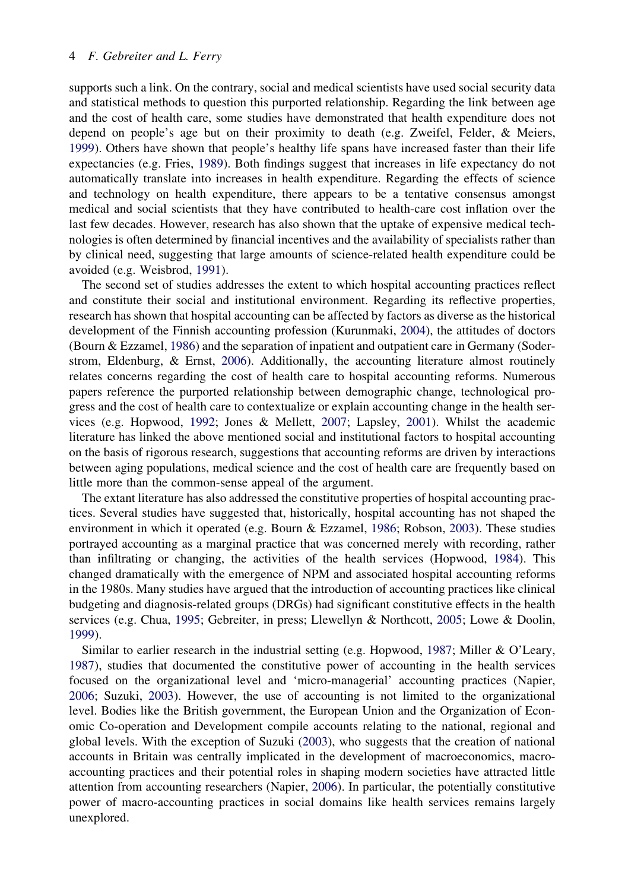supports such a link. On the contrary, social and medical scientists have used social security data and statistical methods to question this purported relationship. Regarding the link between age and the cost of health care, some studies have demonstrated that health expenditure does not depend on people's age but on their proximity to death (e.g. Zweifel, Felder, & Meiers, 1999). Others have shown that people's healthy life spans have increased faster than their life expectancies (e.g. Fries, 1989). Both findings suggest that increases in life expectancy do not automatically translate into increases in health expenditure. Regarding the effects of science and technology on health expenditure, there appears to be a tentative consensus amongst medical and social scientists that they have contributed to health-care cost inflation over the last few decades. However, research has also shown that the uptake of expensive medical technologies is often determined by financial incentives and the availability of specialists rather than by clinical need, suggesting that large amounts of science-related health expenditure could be avoided (e.g. Weisbrod, 1991).

The second set of studies addresses the extent to which hospital accounting practices reflect and constitute their social and institutional environment. Regarding its reflective properties, research has shown that hospital accounting can be affected by factors as diverse as the historical development of the Finnish accounting profession (Kurunmaki, 2004), the attitudes of doctors (Bourn & Ezzamel, 1986) and the separation of inpatient and outpatient care in Germany (Soderstrom, Eldenburg, & Ernst, 2006). Additionally, the accounting literature almost routinely relates concerns regarding the cost of health care to hospital accounting reforms. Numerous papers reference the purported relationship between demographic change, technological progress and the cost of health care to contextualize or explain accounting change in the health services (e.g. Hopwood, 1992; Jones & Mellett, 2007; Lapsley, 2001). Whilst the academic literature has linked the above mentioned social and institutional factors to hospital accounting on the basis of rigorous research, suggestions that accounting reforms are driven by interactions between aging populations, medical science and the cost of health care are frequently based on little more than the common-sense appeal of the argument.

The extant literature has also addressed the constitutive properties of hospital accounting practices. Several studies have suggested that, historically, hospital accounting has not shaped the environment in which it operated (e.g. Bourn & Ezzamel, 1986; Robson, 2003). These studies portrayed accounting as a marginal practice that was concerned merely with recording, rather than infiltrating or changing, the activities of the health services (Hopwood, 1984). This changed dramatically with the emergence of NPM and associated hospital accounting reforms in the 1980s. Many studies have argued that the introduction of accounting practices like clinical budgeting and diagnosis-related groups (DRGs) had significant constitutive effects in the health services (e.g. Chua, 1995; Gebreiter, in press; Llewellyn & Northcott, 2005; Lowe & Doolin, 1999).

Similar to earlier research in the industrial setting (e.g. Hopwood, 1987; Miller & O'Leary, 1987), studies that documented the constitutive power of accounting in the health services focused on the organizational level and 'micro-managerial' accounting practices (Napier, 2006; Suzuki, 2003). However, the use of accounting is not limited to the organizational level. Bodies like the British government, the European Union and the Organization of Economic Co-operation and Development compile accounts relating to the national, regional and global levels. With the exception of Suzuki (2003), who suggests that the creation of national accounts in Britain was centrally implicated in the development of macroeconomics, macro-accounting practices and their potential roles in shaping modern societies have attracted little attention from accounting researchers (Napier, 2006). In particular, the potentially constitutive power of macro-accounting practices in social domains like health services remains largely unexplored.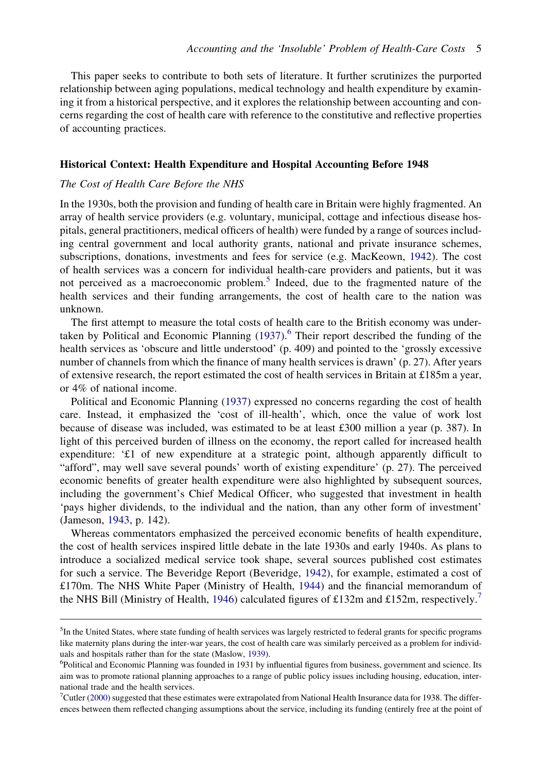This paper seeks to contribute to both sets of literature. It further scrutinizes the purported relationship between aging populations, medical technology and health expenditure by examining it from a historical perspective, and it explores the relationship between accounting and concerns regarding the cost of health care with reference to the constitutive and reflective properties of accounting practices.

## Historical Context: Health Expenditure and Hospital Accounting Before 1948

### *The Cost of Health Care Before the NHS*

In the 1930s, both the provision and funding of health care in Britain were highly fragmented. An array of health service providers (e.g. voluntary, municipal, cottage and infectious disease hospitals, general practitioners, medical officers of health) were funded by a range of sources including central government and local authority grants, national and private insurance schemes, subscriptions, donations, investments and fees for service (e.g. MacKeown, 1942). The cost of health services was a concern for individual health-care providers and patients, but it was not perceived as a macroeconomic problem.[5] Indeed, due to the fragmented nature of the health services and their funding arrangements, the cost of health care to the nation was unknown.

The first attempt to measure the total costs of health care to the British economy was undertaken by Political and Economic Planning (1937).[6] Their report described the funding of the health services as 'obscure and little understood' (p. 409) and pointed to the 'grossly excessive number of channels from which the finance of many health services is drawn' (p. 27). After years of extensive research, the report estimated the cost of health services in Britain at £185m a year, or 4% of national income.

Political and Economic Planning (1937) expressed no concerns regarding the cost of health care. Instead, it emphasized the 'cost of ill-health', which, once the value of work lost because of disease was included, was estimated to be at least £300 million a year (p. 387). In light of this perceived burden of illness on the economy, the report called for increased health expenditure: '£1 of new expenditure at a strategic point, although apparently difficult to "afford", may well save several pounds' worth of existing expenditure' (p. 27). The perceived economic benefits of greater health expenditure were also highlighted by subsequent sources, including the government's Chief Medical Officer, who suggested that investment in health 'pays higher dividends, to the individual and the nation, than any other form of investment' (Jameson, 1943, p. 142).

Whereas commentators emphasized the perceived economic benefits of health expenditure, the cost of health services inspired little debate in the late 1930s and early 1940s. As plans to introduce a socialized medical service took shape, several sources published cost estimates for such a service. The Beveridge Report (Beveridge, 1942), for example, estimated a cost of £170m. The NHS White Paper (Ministry of Health, 1944) and the financial memorandum of the NHS Bill (Ministry of Health, 1946) calculated figures of £132m and £152m, respectively.[7]

---

[5] In the United States, where state funding of health services was largely restricted to federal grants for specific programs like maternity plans during the inter-war years, the cost of health care was similarly perceived as a problem for individuals and hospitals rather than for the state (Maslow, 1939).

[6] Political and Economic Planning was founded in 1931 by influential figures from business, government and science. Its aim was to promote rational planning approaches to a range of public policy issues including housing, education, international trade and the health services.

[7] Cutler (2000) suggested that these estimates were extrapolated from National Health Insurance data for 1938. The differences between them reflected changing assumptions about the service, including its funding (entirely free at the point of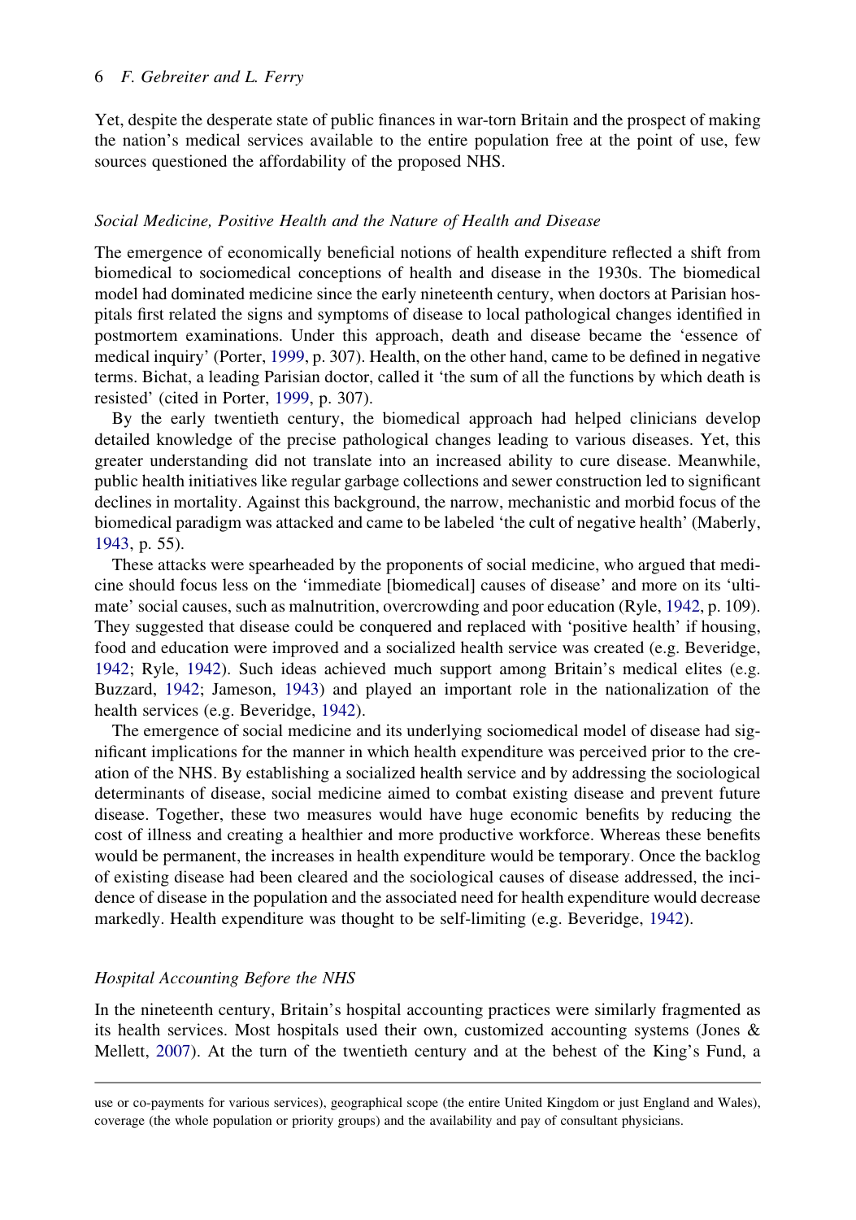Yet, despite the desperate state of public finances in war-torn Britain and the prospect of making the nation's medical services available to the entire population free at the point of use, few sources questioned the affordability of the proposed NHS.

### *Social Medicine, Positive Health and the Nature of Health and Disease*

The emergence of economically beneficial notions of health expenditure reflected a shift from biomedical to sociomedical conceptions of health and disease in the 1930s. The biomedical model had dominated medicine since the early nineteenth century, when doctors at Parisian hospitals first related the signs and symptoms of disease to local pathological changes identified in postmortem examinations. Under this approach, death and disease became the 'essence of medical inquiry' (Porter, 1999, p. 307). Health, on the other hand, came to be defined in negative terms. Bichat, a leading Parisian doctor, called it 'the sum of all the functions by which death is resisted' (cited in Porter, 1999, p. 307).

By the early twentieth century, the biomedical approach had helped clinicians develop detailed knowledge of the precise pathological changes leading to various diseases. Yet, this greater understanding did not translate into an increased ability to cure disease. Meanwhile, public health initiatives like regular garbage collections and sewer construction led to significant declines in mortality. Against this background, the narrow, mechanistic and morbid focus of the biomedical paradigm was attacked and came to be labeled 'the cult of negative health' (Maberly, 1943, p. 55).

These attacks were spearheaded by the proponents of social medicine, who argued that medicine should focus less on the 'immediate [biomedical] causes of disease' and more on its 'ultimate' social causes, such as malnutrition, overcrowding and poor education (Ryle, 1942, p. 109). They suggested that disease could be conquered and replaced with 'positive health' if housing, food and education were improved and a socialized health service was created (e.g. Beveridge, 1942; Ryle, 1942). Such ideas achieved much support among Britain's medical elites (e.g. Buzzard, 1942; Jameson, 1943) and played an important role in the nationalization of the health services (e.g. Beveridge, 1942).

The emergence of social medicine and its underlying sociomedical model of disease had significant implications for the manner in which health expenditure was perceived prior to the creation of the NHS. By establishing a socialized health service and by addressing the sociological determinants of disease, social medicine aimed to combat existing disease and prevent future disease. Together, these two measures would have huge economic benefits by reducing the cost of illness and creating a healthier and more productive workforce. Whereas these benefits would be permanent, the increases in health expenditure would be temporary. Once the backlog of existing disease had been cleared and the sociological causes of disease addressed, the incidence of disease in the population and the associated need for health expenditure would decrease markedly. Health expenditure was thought to be self-limiting (e.g. Beveridge, 1942).

### *Hospital Accounting Before the NHS*

In the nineteenth century, Britain's hospital accounting practices were similarly fragmented as its health services. Most hospitals used their own, customized accounting systems (Jones & Mellett, 2007). At the turn of the twentieth century and at the behest of the King's Fund, a

use or co-payments for various services), geographical scope (the entire United Kingdom or just England and Wales), coverage (the whole population or priority groups) and the availability and pay of consultant physicians.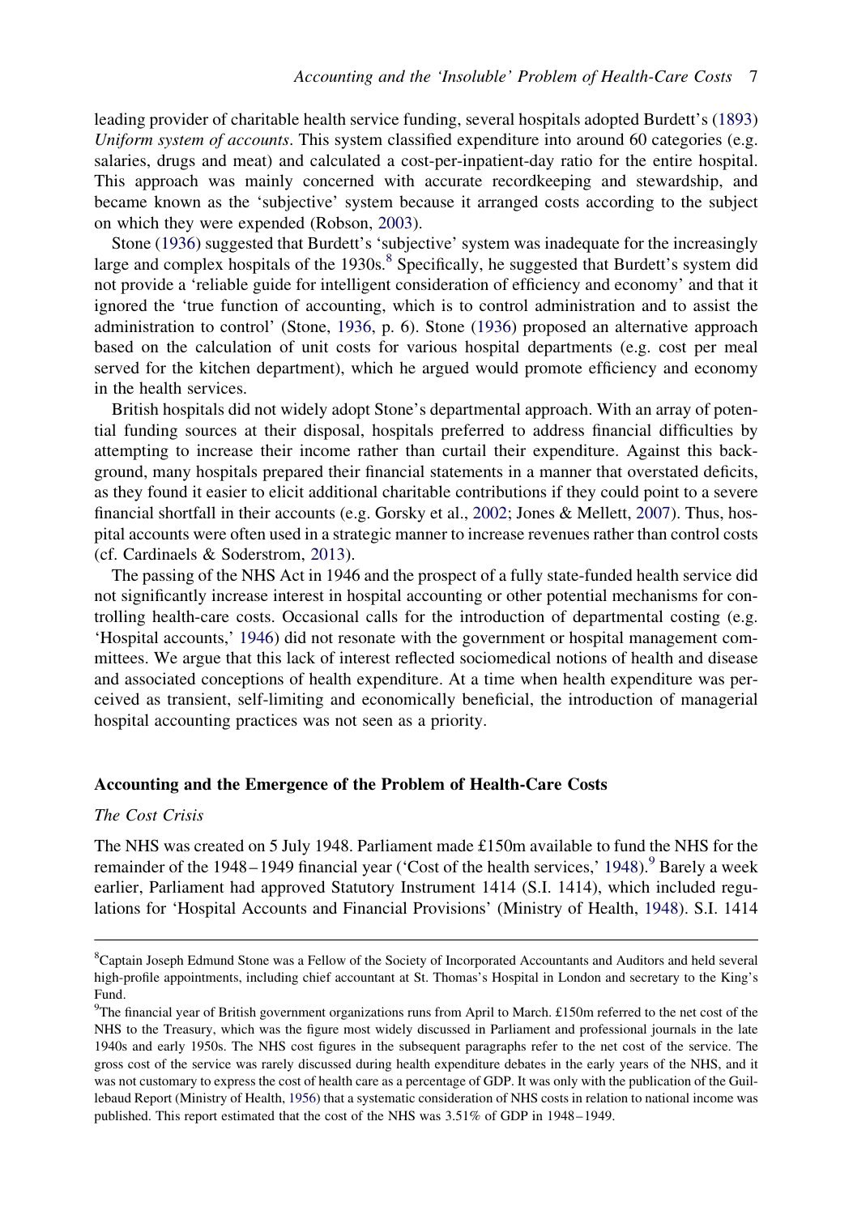leading provider of charitable health service funding, several hospitals adopted Burdett's (1893) *Uniform system of accounts*. This system classified expenditure into around 60 categories (e.g. salaries, drugs and meat) and calculated a cost-per-inpatient-day ratio for the entire hospital. This approach was mainly concerned with accurate recordkeeping and stewardship, and became known as the 'subjective' system because it arranged costs according to the subject on which they were expended (Robson, 2003).

Stone (1936) suggested that Burdett's 'subjective' system was inadequate for the increasingly large and complex hospitals of the 1930s.[8] Specifically, he suggested that Burdett's system did not provide a 'reliable guide for intelligent consideration of efficiency and economy' and that it ignored the 'true function of accounting, which is to control administration and to assist the administration to control' (Stone, 1936, p. 6). Stone (1936) proposed an alternative approach based on the calculation of unit costs for various hospital departments (e.g. cost per meal served for the kitchen department), which he argued would promote efficiency and economy in the health services.

British hospitals did not widely adopt Stone's departmental approach. With an array of potential funding sources at their disposal, hospitals preferred to address financial difficulties by attempting to increase their income rather than curtail their expenditure. Against this background, many hospitals prepared their financial statements in a manner that overstated deficits, as they found it easier to elicit additional charitable contributions if they could point to a severe financial shortfall in their accounts (e.g. Gorsky et al., 2002; Jones & Mellett, 2007). Thus, hospital accounts were often used in a strategic manner to increase revenues rather than control costs (cf. Cardinaels & Soderstrom, 2013).

The passing of the NHS Act in 1946 and the prospect of a fully state-funded health service did not significantly increase interest in hospital accounting or other potential mechanisms for controlling health-care costs. Occasional calls for the introduction of departmental costing (e.g. 'Hospital accounts,' 1946) did not resonate with the government or hospital management committees. We argue that this lack of interest reflected sociomedical notions of health and disease and associated conceptions of health expenditure. At a time when health expenditure was perceived as transient, self-limiting and economically beneficial, the introduction of managerial hospital accounting practices was not seen as a priority.

## Accounting and the Emergence of the Problem of Health-Care Costs

### *The Cost Crisis*

The NHS was created on 5 July 1948. Parliament made £150m available to fund the NHS for the remainder of the 1948–1949 financial year ('Cost of the health services,' 1948).[9] Barely a week earlier, Parliament had approved Statutory Instrument 1414 (S.I. 1414), which included regulations for 'Hospital Accounts and Financial Provisions' (Ministry of Health, 1948). S.I. 1414

---

[8] Captain Joseph Edmund Stone was a Fellow of the Society of Incorporated Accountants and Auditors and held several high-profile appointments, including chief accountant at St. Thomas's Hospital in London and secretary to the King's Fund.

[9] The financial year of British government organizations runs from April to March. £150m referred to the net cost of the NHS to the Treasury, which was the figure most widely discussed in Parliament and professional journals in the late 1940s and early 1950s. The NHS cost figures in the subsequent paragraphs refer to the net cost of the service. The gross cost of the service was rarely discussed during health expenditure debates in the early years of the NHS, and it was not customary to express the cost of health care as a percentage of GDP. It was only with the publication of the Guillebaud Report (Ministry of Health, 1956) that a systematic consideration of NHS costs in relation to national income was published. This report estimated that the cost of the NHS was 3.51% of GDP in 1948–1949.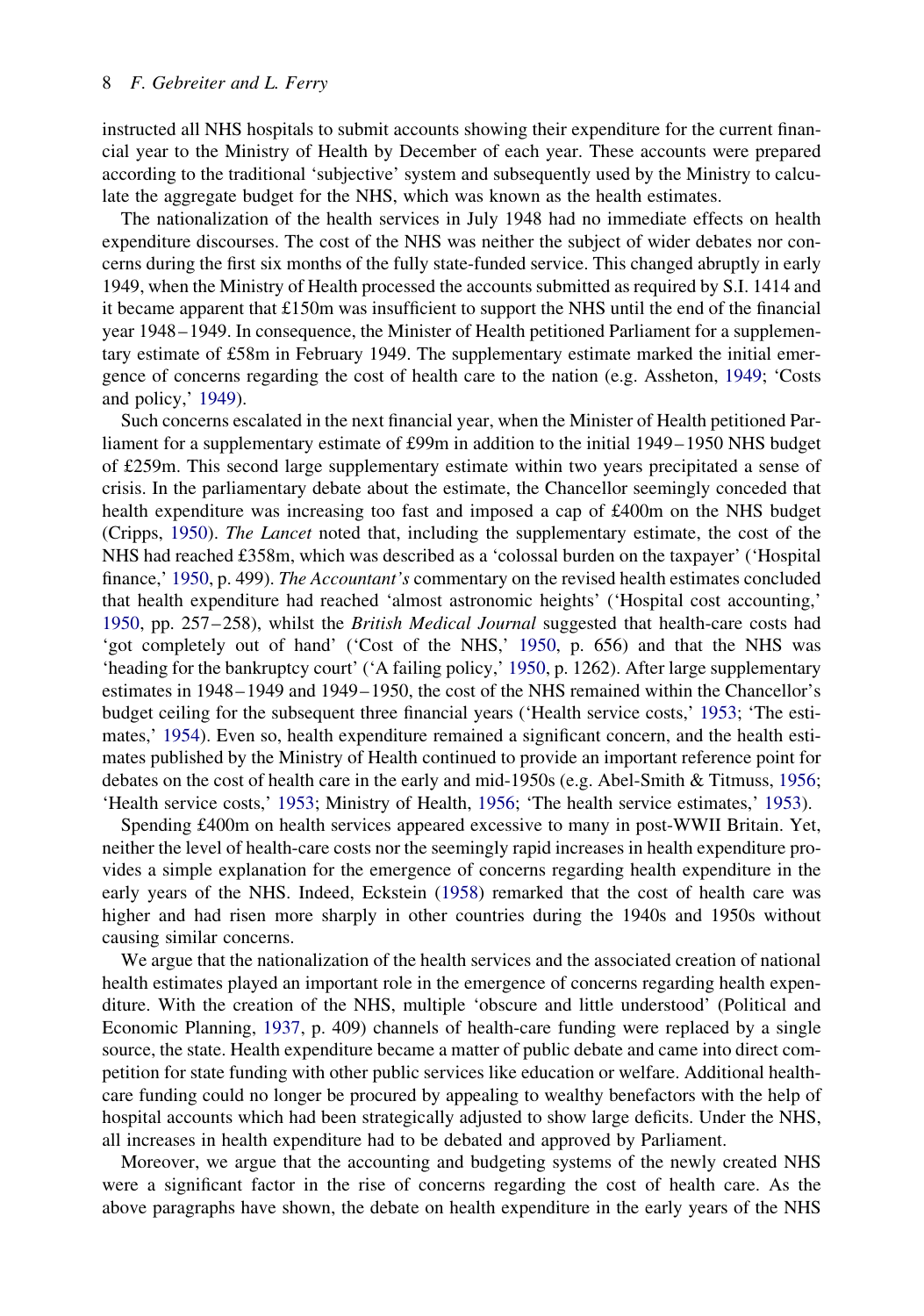instructed all NHS hospitals to submit accounts showing their expenditure for the current financial year to the Ministry of Health by December of each year. These accounts were prepared according to the traditional 'subjective' system and subsequently used by the Ministry to calculate the aggregate budget for the NHS, which was known as the health estimates.

The nationalization of the health services in July 1948 had no immediate effects on health expenditure discourses. The cost of the NHS was neither the subject of wider debates nor concerns during the first six months of the fully state-funded service. This changed abruptly in early 1949, when the Ministry of Health processed the accounts submitted as required by S.I. 1414 and it became apparent that £150m was insufficient to support the NHS until the end of the financial year 1948–1949. In consequence, the Minister of Health petitioned Parliament for a supplementary estimate of £58m in February 1949. The supplementary estimate marked the initial emergence of concerns regarding the cost of health care to the nation (e.g. Assheton, 1949; 'Costs and policy,' 1949).

Such concerns escalated in the next financial year, when the Minister of Health petitioned Parliament for a supplementary estimate of £99m in addition to the initial 1949–1950 NHS budget of £259m. This second large supplementary estimate within two years precipitated a sense of crisis. In the parliamentary debate about the estimate, the Chancellor seemingly conceded that health expenditure was increasing too fast and imposed a cap of £400m on the NHS budget (Cripps, 1950). *The Lancet* noted that, including the supplementary estimate, the cost of the NHS had reached £358m, which was described as a 'colossal burden on the taxpayer' ('Hospital finance,' 1950, p. 499). *The Accountant's* commentary on the revised health estimates concluded that health expenditure had reached 'almost astronomic heights' ('Hospital cost accounting,' 1950, pp. 257–258), whilst the *British Medical Journal* suggested that health-care costs had 'got completely out of hand' ('Cost of the NHS,' 1950, p. 656) and that the NHS was 'heading for the bankruptcy court' ('A failing policy,' 1950, p. 1262). After large supplementary estimates in 1948–1949 and 1949–1950, the cost of the NHS remained within the Chancellor's budget ceiling for the subsequent three financial years ('Health service costs,' 1953; 'The estimates,' 1954). Even so, health expenditure remained a significant concern, and the health estimates published by the Ministry of Health continued to provide an important reference point for debates on the cost of health care in the early and mid-1950s (e.g. Abel-Smith & Titmuss, 1956; 'Health service costs,' 1953; Ministry of Health, 1956; 'The health service estimates,' 1953).

Spending £400m on health services appeared excessive to many in post-WWII Britain. Yet, neither the level of health-care costs nor the seemingly rapid increases in health expenditure provides a simple explanation for the emergence of concerns regarding health expenditure in the early years of the NHS. Indeed, Eckstein (1958) remarked that the cost of health care was higher and had risen more sharply in other countries during the 1940s and 1950s without causing similar concerns.

We argue that the nationalization of the health services and the associated creation of national health estimates played an important role in the emergence of concerns regarding health expenditure. With the creation of the NHS, multiple 'obscure and little understood' (Political and Economic Planning, 1937, p. 409) channels of health-care funding were replaced by a single source, the state. Health expenditure became a matter of public debate and came into direct competition for state funding with other public services like education or welfare. Additional health-care funding could no longer be procured by appealing to wealthy benefactors with the help of hospital accounts which had been strategically adjusted to show large deficits. Under the NHS, all increases in health expenditure had to be debated and approved by Parliament.

Moreover, we argue that the accounting and budgeting systems of the newly created NHS were a significant factor in the rise of concerns regarding the cost of health care. As the above paragraphs have shown, the debate on health expenditure in the early years of the NHS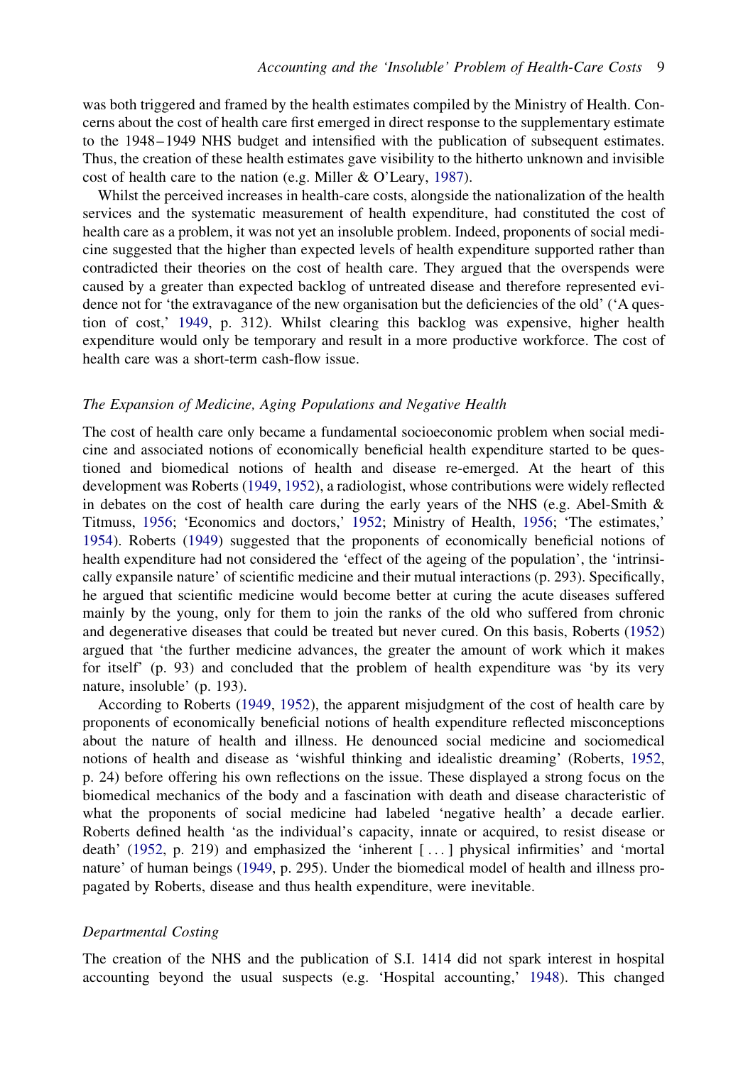was both triggered and framed by the health estimates compiled by the Ministry of Health. Concerns about the cost of health care first emerged in direct response to the supplementary estimate to the 1948–1949 NHS budget and intensified with the publication of subsequent estimates. Thus, the creation of these health estimates gave visibility to the hitherto unknown and invisible cost of health care to the nation (e.g. Miller & O'Leary, 1987).

Whilst the perceived increases in health-care costs, alongside the nationalization of the health services and the systematic measurement of health expenditure, had constituted the cost of health care as a problem, it was not yet an insoluble problem. Indeed, proponents of social medicine suggested that the higher than expected levels of health expenditure supported rather than contradicted their theories on the cost of health care. They argued that the overspends were caused by a greater than expected backlog of untreated disease and therefore represented evidence not for 'the extravagance of the new organisation but the deficiencies of the old' ('A question of cost,' 1949, p. 312). Whilst clearing this backlog was expensive, higher health expenditure would only be temporary and result in a more productive workforce. The cost of health care was a short-term cash-flow issue.

### *The Expansion of Medicine, Aging Populations and Negative Health*

The cost of health care only became a fundamental socioeconomic problem when social medicine and associated notions of economically beneficial health expenditure started to be questioned and biomedical notions of health and disease re-emerged. At the heart of this development was Roberts (1949, 1952), a radiologist, whose contributions were widely reflected in debates on the cost of health care during the early years of the NHS (e.g. Abel-Smith & Titmuss, 1956; 'Economics and doctors,' 1952; Ministry of Health, 1956; 'The estimates,' 1954). Roberts (1949) suggested that the proponents of economically beneficial notions of health expenditure had not considered the 'effect of the ageing of the population', the 'intrinsically expansile nature' of scientific medicine and their mutual interactions (p. 293). Specifically, he argued that scientific medicine would become better at curing the acute diseases suffered mainly by the young, only for them to join the ranks of the old who suffered from chronic and degenerative diseases that could be treated but never cured. On this basis, Roberts (1952) argued that 'the further medicine advances, the greater the amount of work which it makes for itself' (p. 93) and concluded that the problem of health expenditure was 'by its very nature, insoluble' (p. 193).

According to Roberts (1949, 1952), the apparent misjudgment of the cost of health care by proponents of economically beneficial notions of health expenditure reflected misconceptions about the nature of health and illness. He denounced social medicine and sociomedical notions of health and disease as 'wishful thinking and idealistic dreaming' (Roberts, 1952, p. 24) before offering his own reflections on the issue. These displayed a strong focus on the biomedical mechanics of the body and a fascination with death and disease characteristic of what the proponents of social medicine had labeled 'negative health' a decade earlier. Roberts defined health 'as the individual's capacity, innate or acquired, to resist disease or death' (1952, p. 219) and emphasized the 'inherent [ . . . ] physical infirmities' and 'mortal nature' of human beings (1949, p. 295). Under the biomedical model of health and illness propagated by Roberts, disease and thus health expenditure, were inevitable.

### *Departmental Costing*

The creation of the NHS and the publication of S.I. 1414 did not spark interest in hospital accounting beyond the usual suspects (e.g. 'Hospital accounting,' 1948). This changed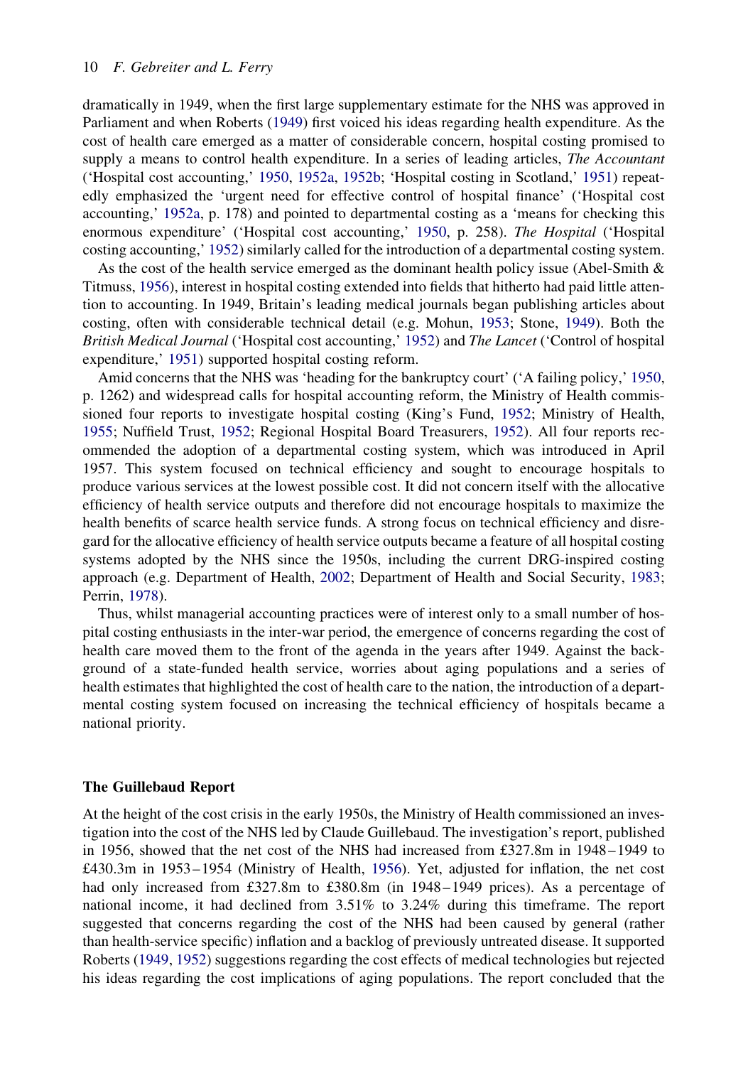dramatically in 1949, when the first large supplementary estimate for the NHS was approved in Parliament and when Roberts (1949) first voiced his ideas regarding health expenditure. As the cost of health care emerged as a matter of considerable concern, hospital costing promised to supply a means to control health expenditure. In a series of leading articles, *The Accountant* ('Hospital cost accounting,' 1950, 1952a, 1952b; 'Hospital costing in Scotland,' 1951) repeatedly emphasized the 'urgent need for effective control of hospital finance' ('Hospital cost accounting,' 1952a, p. 178) and pointed to departmental costing as a 'means for checking this enormous expenditure' ('Hospital cost accounting,' 1950, p. 258). *The Hospital* ('Hospital costing accounting,' 1952) similarly called for the introduction of a departmental costing system.

As the cost of the health service emerged as the dominant health policy issue (Abel-Smith & Titmuss, 1956), interest in hospital costing extended into fields that hitherto had paid little attention to accounting. In 1949, Britain's leading medical journals began publishing articles about costing, often with considerable technical detail (e.g. Mohun, 1953; Stone, 1949). Both the *British Medical Journal* ('Hospital cost accounting,' 1952) and *The Lancet* ('Control of hospital expenditure,' 1951) supported hospital costing reform.

Amid concerns that the NHS was 'heading for the bankruptcy court' ('A failing policy,' 1950, p. 1262) and widespread calls for hospital accounting reform, the Ministry of Health commissioned four reports to investigate hospital costing (King's Fund, 1952; Ministry of Health, 1955; Nuffield Trust, 1952; Regional Hospital Board Treasurers, 1952). All four reports recommended the adoption of a departmental costing system, which was introduced in April 1957. This system focused on technical efficiency and sought to encourage hospitals to produce various services at the lowest possible cost. It did not concern itself with the allocative efficiency of health service outputs and therefore did not encourage hospitals to maximize the health benefits of scarce health service funds. A strong focus on technical efficiency and disregard for the allocative efficiency of health service outputs became a feature of all hospital costing systems adopted by the NHS since the 1950s, including the current DRG-inspired costing approach (e.g. Department of Health, 2002; Department of Health and Social Security, 1983; Perrin, 1978).

Thus, whilst managerial accounting practices were of interest only to a small number of hospital costing enthusiasts in the inter-war period, the emergence of concerns regarding the cost of health care moved them to the front of the agenda in the years after 1949. Against the background of a state-funded health service, worries about aging populations and a series of health estimates that highlighted the cost of health care to the nation, the introduction of a departmental costing system focused on increasing the technical efficiency of hospitals became a national priority.

### The Guillebaud Report

At the height of the cost crisis in the early 1950s, the Ministry of Health commissioned an investigation into the cost of the NHS led by Claude Guillebaud. The investigation's report, published in 1956, showed that the net cost of the NHS had increased from £327.8m in 1948–1949 to £430.3m in 1953–1954 (Ministry of Health, 1956). Yet, adjusted for inflation, the net cost had only increased from £327.8m to £380.8m (in 1948–1949 prices). As a percentage of national income, it had declined from 3.51% to 3.24% during this timeframe. The report suggested that concerns regarding the cost of the NHS had been caused by general (rather than health-service specific) inflation and a backlog of previously untreated disease. It supported Roberts (1949, 1952) suggestions regarding the cost effects of medical technologies but rejected his ideas regarding the cost implications of aging populations. The report concluded that the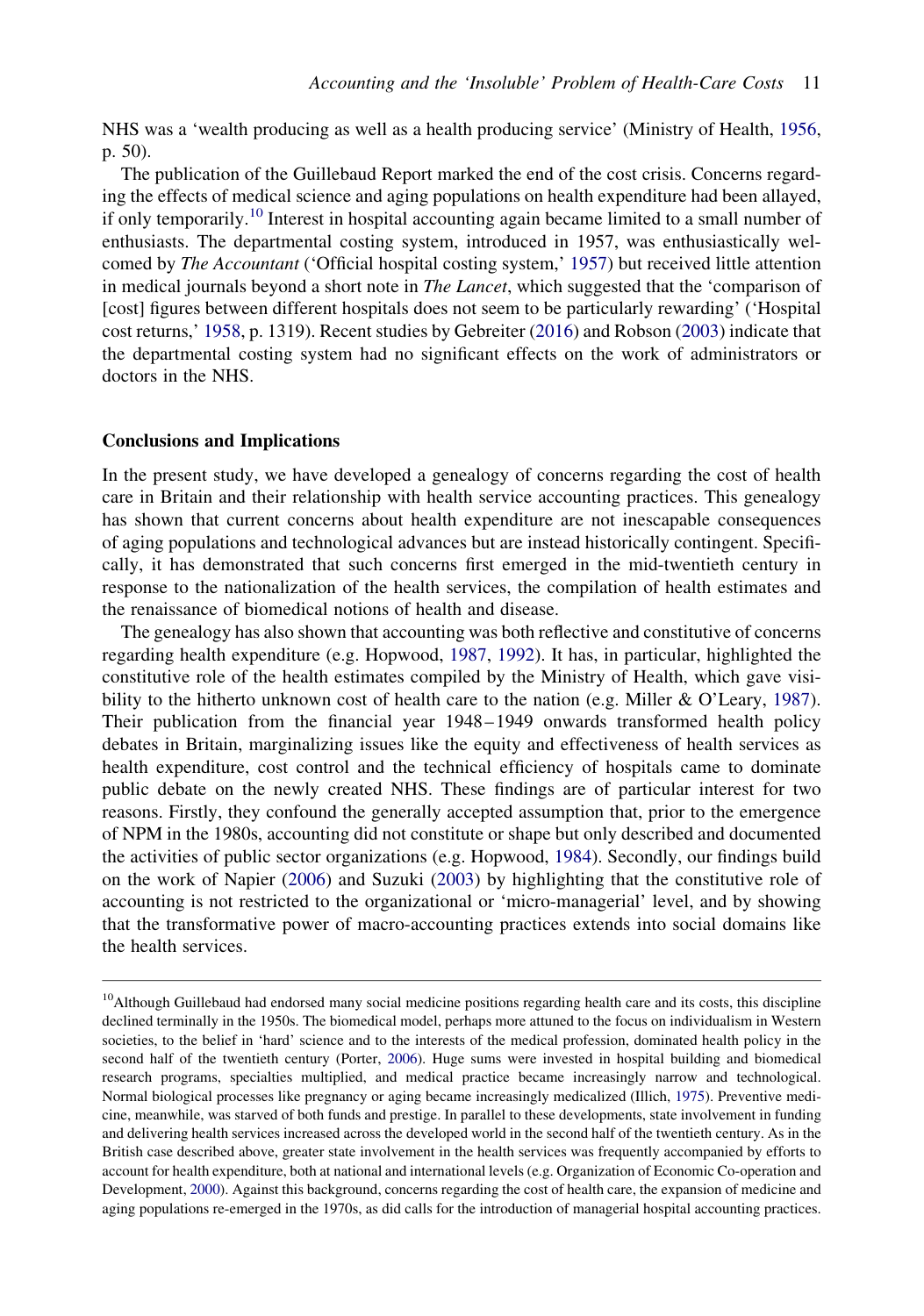NHS was a 'wealth producing as well as a health producing service' (Ministry of Health, 1956, p. 50).

The publication of the Guillebaud Report marked the end of the cost crisis. Concerns regarding the effects of medical science and aging populations on health expenditure had been allayed, if only temporarily.[10] Interest in hospital accounting again became limited to a small number of enthusiasts. The departmental costing system, introduced in 1957, was enthusiastically welcomed by *The Accountant* ('Official hospital costing system,' 1957) but received little attention in medical journals beyond a short note in *The Lancet*, which suggested that the 'comparison of [cost] figures between different hospitals does not seem to be particularly rewarding' ('Hospital cost returns,' 1958, p. 1319). Recent studies by Gebreiter (2016) and Robson (2003) indicate that the departmental costing system had no significant effects on the work of administrators or doctors in the NHS.

## Conclusions and Implications

In the present study, we have developed a genealogy of concerns regarding the cost of health care in Britain and their relationship with health service accounting practices. This genealogy has shown that current concerns about health expenditure are not inescapable consequences of aging populations and technological advances but are instead historically contingent. Specifically, it has demonstrated that such concerns first emerged in the mid-twentieth century in response to the nationalization of the health services, the compilation of health estimates and the renaissance of biomedical notions of health and disease.

The genealogy has also shown that accounting was both reflective and constitutive of concerns regarding health expenditure (e.g. Hopwood, 1987, 1992). It has, in particular, highlighted the constitutive role of the health estimates compiled by the Ministry of Health, which gave visibility to the hitherto unknown cost of health care to the nation (e.g. Miller & O'Leary, 1987). Their publication from the financial year 1948–1949 onwards transformed health policy debates in Britain, marginalizing issues like the equity and effectiveness of health services as health expenditure, cost control and the technical efficiency of hospitals came to dominate public debate on the newly created NHS. These findings are of particular interest for two reasons. Firstly, they confound the generally accepted assumption that, prior to the emergence of NPM in the 1980s, accounting did not constitute or shape but only described and documented the activities of public sector organizations (e.g. Hopwood, 1984). Secondly, our findings build on the work of Napier (2006) and Suzuki (2003) by highlighting that the constitutive role of accounting is not restricted to the organizational or 'micro-managerial' level, and by showing that the transformative power of macro-accounting practices extends into social domains like the health services.

---

[10] Although Guillebaud had endorsed many social medicine positions regarding health care and its costs, this discipline declined terminally in the 1950s. The biomedical model, perhaps more attuned to the focus on individualism in Western societies, to the belief in 'hard' science and to the interests of the medical profession, dominated health policy in the second half of the twentieth century (Porter, 2006). Huge sums were invested in hospital building and biomedical research programs, specialties multiplied, and medical practice became increasingly narrow and technological. Normal biological processes like pregnancy or aging became increasingly medicalized (Illich, 1975). Preventive medicine, meanwhile, was starved of both funds and prestige. In parallel to these developments, state involvement in funding and delivering health services increased across the developed world in the second half of the twentieth century. As in the British case described above, greater state involvement in the health services was frequently accompanied by efforts to account for health expenditure, both at national and international levels (e.g. Organization of Economic Co-operation and Development, 2000). Against this background, concerns regarding the cost of health care, the expansion of medicine and aging populations re-emerged in the 1970s, as did calls for the introduction of managerial hospital accounting practices.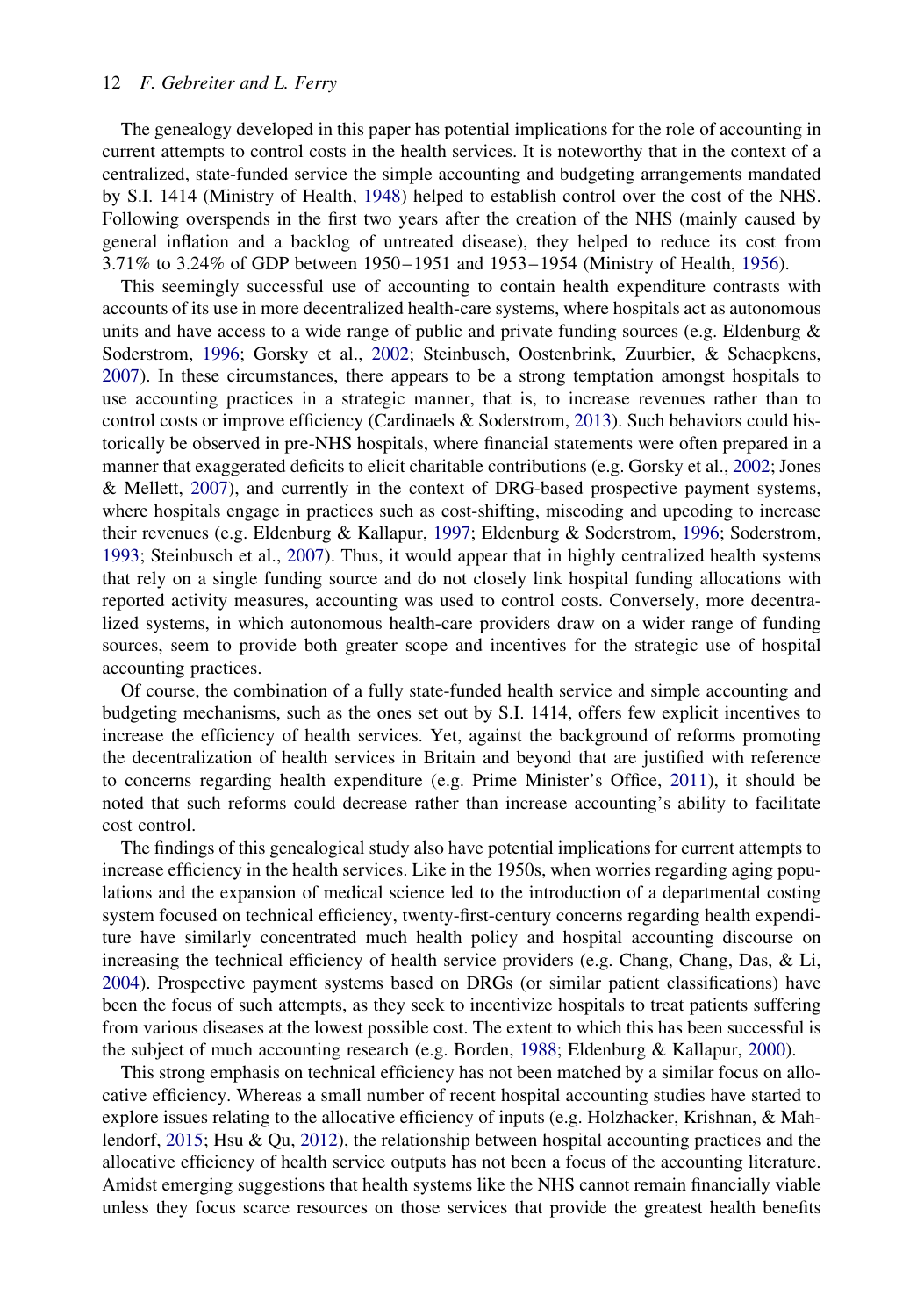The genealogy developed in this paper has potential implications for the role of accounting in current attempts to control costs in the health services. It is noteworthy that in the context of a centralized, state-funded service the simple accounting and budgeting arrangements mandated by S.I. 1414 (Ministry of Health, 1948) helped to establish control over the cost of the NHS. Following overspends in the first two years after the creation of the NHS (mainly caused by general inflation and a backlog of untreated disease), they helped to reduce its cost from 3.71% to 3.24% of GDP between 1950–1951 and 1953–1954 (Ministry of Health, 1956).

This seemingly successful use of accounting to contain health expenditure contrasts with accounts of its use in more decentralized health-care systems, where hospitals act as autonomous units and have access to a wide range of public and private funding sources (e.g. Eldenburg & Soderstrom, 1996; Gorsky et al., 2002; Steinbusch, Oostenbrink, Zuurbier, & Schaepkens, 2007). In these circumstances, there appears to be a strong temptation amongst hospitals to use accounting practices in a strategic manner, that is, to increase revenues rather than to control costs or improve efficiency (Cardinaels & Soderstrom, 2013). Such behaviors could historically be observed in pre-NHS hospitals, where financial statements were often prepared in a manner that exaggerated deficits to elicit charitable contributions (e.g. Gorsky et al., 2002; Jones & Mellett, 2007), and currently in the context of DRG-based prospective payment systems, where hospitals engage in practices such as cost-shifting, miscoding and upcoding to increase their revenues (e.g. Eldenburg & Kallapur, 1997; Eldenburg & Soderstrom, 1996; Soderstrom, 1993; Steinbusch et al., 2007). Thus, it would appear that in highly centralized health systems that rely on a single funding source and do not closely link hospital funding allocations with reported activity measures, accounting was used to control costs. Conversely, more decentralized systems, in which autonomous health-care providers draw on a wider range of funding sources, seem to provide both greater scope and incentives for the strategic use of hospital accounting practices.

Of course, the combination of a fully state-funded health service and simple accounting and budgeting mechanisms, such as the ones set out by S.I. 1414, offers few explicit incentives to increase the efficiency of health services. Yet, against the background of reforms promoting the decentralization of health services in Britain and beyond that are justified with reference to concerns regarding health expenditure (e.g. Prime Minister's Office, 2011), it should be noted that such reforms could decrease rather than increase accounting's ability to facilitate cost control.

The findings of this genealogical study also have potential implications for current attempts to increase efficiency in the health services. Like in the 1950s, when worries regarding aging populations and the expansion of medical science led to the introduction of a departmental costing system focused on technical efficiency, twenty-first-century concerns regarding health expenditure have similarly concentrated much health policy and hospital accounting discourse on increasing the technical efficiency of health service providers (e.g. Chang, Chang, Das, & Li, 2004). Prospective payment systems based on DRGs (or similar patient classifications) have been the focus of such attempts, as they seek to incentivize hospitals to treat patients suffering from various diseases at the lowest possible cost. The extent to which this has been successful is the subject of much accounting research (e.g. Borden, 1988; Eldenburg & Kallapur, 2000).

This strong emphasis on technical efficiency has not been matched by a similar focus on allocative efficiency. Whereas a small number of recent hospital accounting studies have started to explore issues relating to the allocative efficiency of inputs (e.g. Holzhacker, Krishnan, & Mahlendorf, 2015; Hsu & Qu, 2012), the relationship between hospital accounting practices and the allocative efficiency of health service outputs has not been a focus of the accounting literature. Amidst emerging suggestions that health systems like the NHS cannot remain financially viable unless they focus scarce resources on those services that provide the greatest health benefits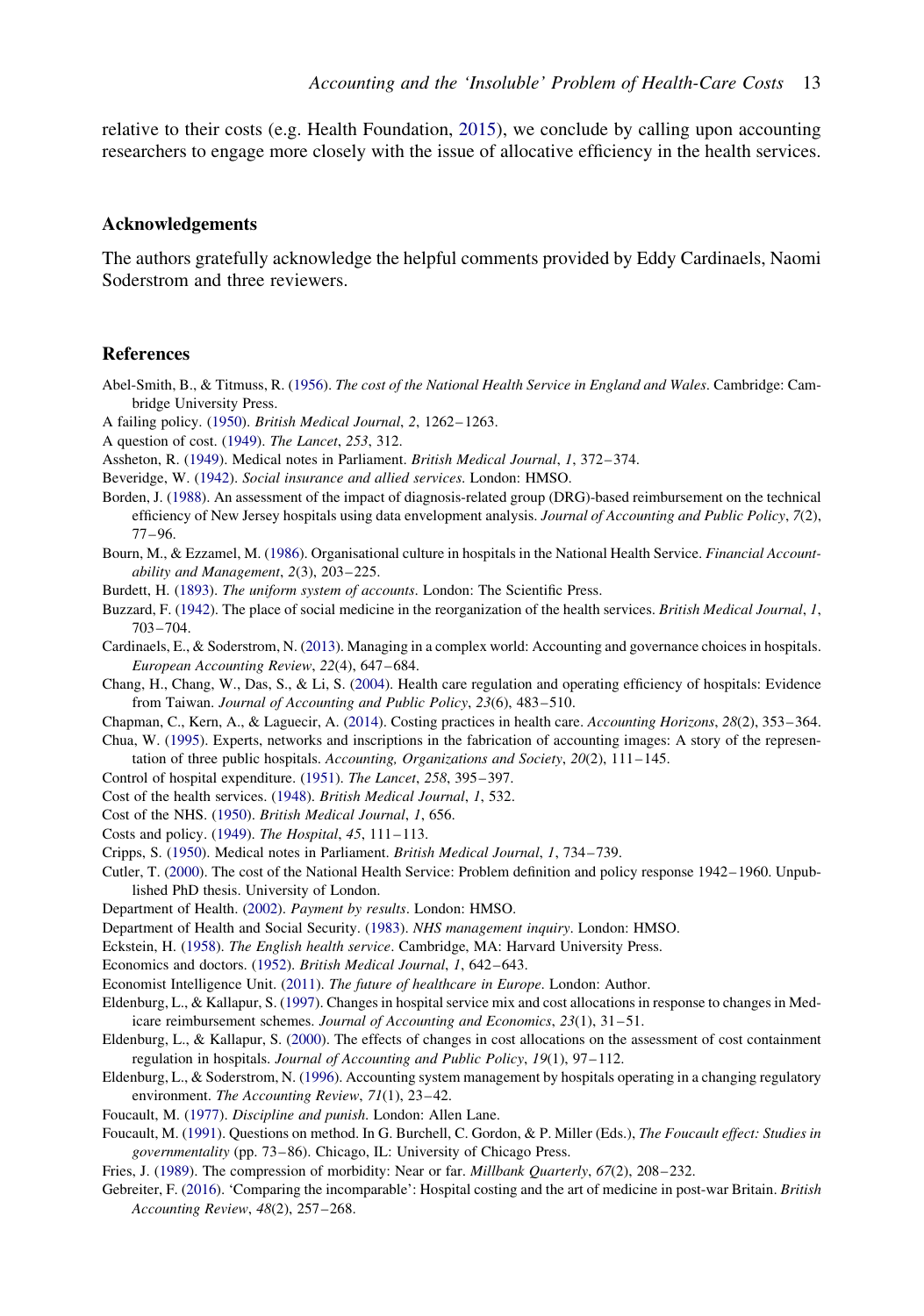relative to their costs (e.g. Health Foundation, 2015), we conclude by calling upon accounting researchers to engage more closely with the issue of allocative efficiency in the health services.

## Acknowledgements

The authors gratefully acknowledge the helpful comments provided by Eddy Cardinaels, Naomi Soderstrom and three reviewers.

## References

Abel-Smith, B., & Titmuss, R. (1956). *The cost of the National Health Service in England and Wales*. Cambridge: Cambridge University Press.

A failing policy. (1950). *British Medical Journal*, *2*, 1262–1263.

A question of cost. (1949). *The Lancet*, *253*, 312.

Assheton, R. (1949). Medical notes in Parliament. *British Medical Journal*, *1*, 372–374.

Beveridge, W. (1942). *Social insurance and allied services*. London: HMSO.

Borden, J. (1988). An assessment of the impact of diagnosis-related group (DRG)-based reimbursement on the technical efficiency of New Jersey hospitals using data envelopment analysis. *Journal of Accounting and Public Policy*, *7*(2), 77–96.

Bourn, M., & Ezzamel, M. (1986). Organisational culture in hospitals in the National Health Service. *Financial Accountability and Management*, *2*(3), 203–225.

Burdett, H. (1893). *The uniform system of accounts*. London: The Scientific Press.

Buzzard, F. (1942). The place of social medicine in the reorganization of the health services. *British Medical Journal*, *1*, 703–704.

Cardinaels, E., & Soderstrom, N. (2013). Managing in a complex world: Accounting and governance choices in hospitals. *European Accounting Review*, *22*(4), 647–684.

Chang, H., Chang, W., Das, S., & Li, S. (2004). Health care regulation and operating efficiency of hospitals: Evidence from Taiwan. *Journal of Accounting and Public Policy*, *23*(6), 483–510.

Chapman, C., Kern, A., & Laguecir, A. (2014). Costing practices in health care. *Accounting Horizons*, *28*(2), 353–364.

Chua, W. (1995). Experts, networks and inscriptions in the fabrication of accounting images: A story of the representation of three public hospitals. *Accounting, Organizations and Society*, *20*(2), 111–145.

Control of hospital expenditure. (1951). *The Lancet*, *258*, 395–397.

Cost of the health services. (1948). *British Medical Journal*, *1*, 532.

Cost of the NHS. (1950). *British Medical Journal*, *1*, 656.

Costs and policy. (1949). *The Hospital*, *45*, 111–113.

Cripps, S. (1950). Medical notes in Parliament. *British Medical Journal*, *1*, 734–739.

Cutler, T. (2000). The cost of the National Health Service: Problem definition and policy response 1942–1960. Unpublished PhD thesis. University of London.

Department of Health. (2002). *Payment by results*. London: HMSO.

Department of Health and Social Security. (1983). *NHS management inquiry*. London: HMSO.

Eckstein, H. (1958). *The English health service*. Cambridge, MA: Harvard University Press.

Economics and doctors. (1952). *British Medical Journal*, *1*, 642–643.

Economist Intelligence Unit. (2011). *The future of healthcare in Europe*. London: Author.

Eldenburg, L., & Kallapur, S. (1997). Changes in hospital service mix and cost allocations in response to changes in Medicare reimbursement schemes. *Journal of Accounting and Economics*, *23*(1), 31–51.

Eldenburg, L., & Kallapur, S. (2000). The effects of changes in cost allocations on the assessment of cost containment regulation in hospitals. *Journal of Accounting and Public Policy*, *19*(1), 97–112.

Eldenburg, L., & Soderstrom, N. (1996). Accounting system management by hospitals operating in a changing regulatory environment. *The Accounting Review*, *71*(1), 23–42.

Foucault, M. (1977). *Discipline and punish*. London: Allen Lane.

Foucault, M. (1991). Questions on method. In G. Burchell, C. Gordon, & P. Miller (Eds.), *The Foucault effect: Studies in governmentality* (pp. 73–86). Chicago, IL: University of Chicago Press.

Fries, J. (1989). The compression of morbidity: Near or far. *Millbank Quarterly*, *67*(2), 208–232.

Gebreiter, F. (2016). 'Comparing the incomparable': Hospital costing and the art of medicine in post-war Britain. *British Accounting Review*, *48*(2), 257–268.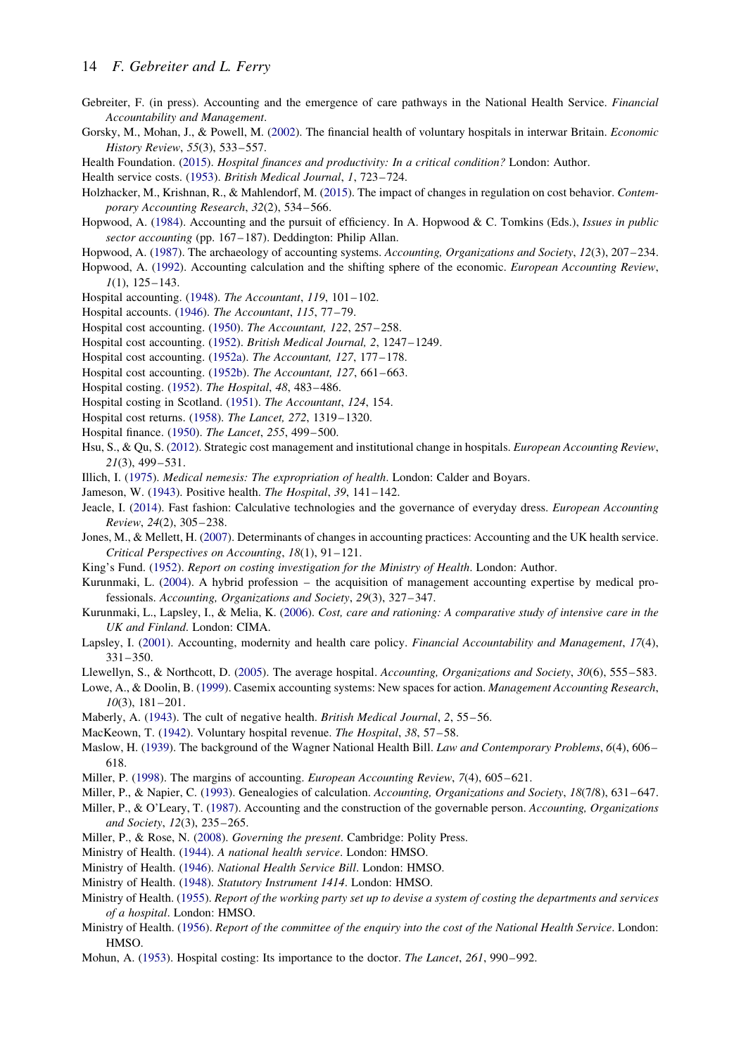Gebreiter, F. (in press). Accounting and the emergence of care pathways in the National Health Service. *Financial Accountability and Management*.

Gorsky, M., Mohan, J., & Powell, M. (2002). The financial health of voluntary hospitals in interwar Britain. *Economic History Review*, *55*(3), 533–557.

Health Foundation. (2015). *Hospital finances and productivity: In a critical condition?* London: Author.

Health service costs. (1953). *British Medical Journal*, *1*, 723–724.

Holzhacker, M., Krishnan, R., & Mahlendorf, M. (2015). The impact of changes in regulation on cost behavior. *Contemporary Accounting Research*, *32*(2), 534–566.

Hopwood, A. (1984). Accounting and the pursuit of efficiency. In A. Hopwood & C. Tomkins (Eds.), *Issues in public sector accounting* (pp. 167–187). Deddington: Philip Allan.

Hopwood, A. (1987). The archaeology of accounting systems. *Accounting, Organizations and Society*, *12*(3), 207–234.

Hopwood, A. (1992). Accounting calculation and the shifting sphere of the economic. *European Accounting Review*, *1*(1), 125–143.

Hospital accounting. (1948). *The Accountant*, *119*, 101–102.

Hospital accounts. (1946). *The Accountant*, *115*, 77–79.

Hospital cost accounting. (1950). *The Accountant, 122*, 257–258.

Hospital cost accounting. (1952). *British Medical Journal, 2*, 1247–1249.

Hospital cost accounting. (1952a). *The Accountant, 127*, 177–178.

Hospital cost accounting. (1952b). *The Accountant, 127*, 661–663.

Hospital costing. (1952). *The Hospital*, *48*, 483–486.

Hospital costing in Scotland. (1951). *The Accountant*, *124*, 154.

Hospital cost returns. (1958). *The Lancet, 272*, 1319–1320.

Hospital finance. (1950). *The Lancet*, *255*, 499–500.

Hsu, S., & Qu, S. (2012). Strategic cost management and institutional change in hospitals. *European Accounting Review*, *21*(3), 499–531.

Illich, I. (1975). *Medical nemesis: The expropriation of health*. London: Calder and Boyars.

Jameson, W. (1943). Positive health. *The Hospital*, *39*, 141–142.

Jeacle, I. (2014). Fast fashion: Calculative technologies and the governance of everyday dress. *European Accounting Review*, *24*(2), 305–238.

Jones, M., & Mellett, H. (2007). Determinants of changes in accounting practices: Accounting and the UK health service. *Critical Perspectives on Accounting*, *18*(1), 91–121.

King's Fund. (1952). *Report on costing investigation for the Ministry of Health*. London: Author.

Kurunmaki, L. (2004). A hybrid profession – the acquisition of management accounting expertise by medical professionals. *Accounting, Organizations and Society*, *29*(3), 327–347.

Kurunmaki, L., Lapsley, I., & Melia, K. (2006). *Cost, care and rationing: A comparative study of intensive care in the UK and Finland*. London: CIMA.

Lapsley, I. (2001). Accounting, modernity and health care policy. *Financial Accountability and Management*, *17*(4), 331–350.

Llewellyn, S., & Northcott, D. (2005). The average hospital. *Accounting, Organizations and Society*, *30*(6), 555–583.

Lowe, A., & Doolin, B. (1999). Casemix accounting systems: New spaces for action. *Management Accounting Research*, *10*(3), 181–201.

Maberly, A. (1943). The cult of negative health. *British Medical Journal*, *2*, 55–56.

MacKeown, T. (1942). Voluntary hospital revenue. *The Hospital*, *38*, 57–58.

Maslow, H. (1939). The background of the Wagner National Health Bill. *Law and Contemporary Problems*, *6*(4), 606–618.

Miller, P. (1998). The margins of accounting. *European Accounting Review*, *7*(4), 605–621.

Miller, P., & Napier, C. (1993). Genealogies of calculation. *Accounting, Organizations and Society*, *18*(7/8), 631–647.

Miller, P., & O'Leary, T. (1987). Accounting and the construction of the governable person. *Accounting, Organizations and Society*, *12*(3), 235–265.

Miller, P., & Rose, N. (2008). *Governing the present*. Cambridge: Polity Press.

Ministry of Health. (1944). *A national health service*. London: HMSO.

Ministry of Health. (1946). *National Health Service Bill*. London: HMSO.

Ministry of Health. (1948). *Statutory Instrument 1414*. London: HMSO.

Ministry of Health. (1955). *Report of the working party set up to devise a system of costing the departments and services of a hospital*. London: HMSO.

Ministry of Health. (1956). *Report of the committee of the enquiry into the cost of the National Health Service*. London: HMSO.

Mohun, A. (1953). Hospital costing: Its importance to the doctor. *The Lancet*, *261*, 990–992.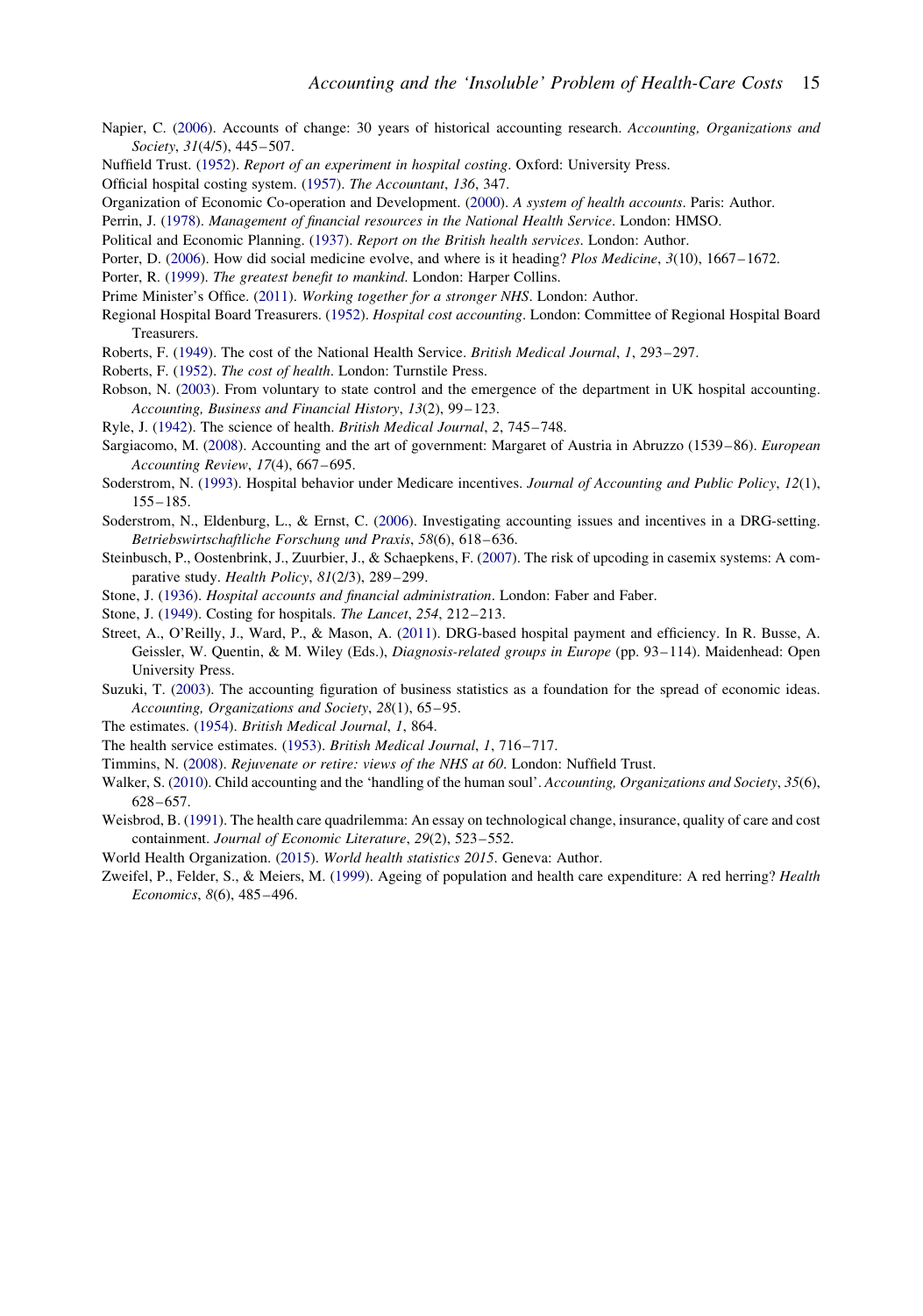Napier, C. (2006). Accounts of change: 30 years of historical accounting research. *Accounting, Organizations and Society*, *31*(4/5), 445–507.

Nuffield Trust. (1952). *Report of an experiment in hospital costing*. Oxford: University Press.

Official hospital costing system. (1957). *The Accountant*, *136*, 347.

Organization of Economic Co-operation and Development. (2000). *A system of health accounts*. Paris: Author.

Perrin, J. (1978). *Management of financial resources in the National Health Service*. London: HMSO.

Political and Economic Planning. (1937). *Report on the British health services*. London: Author.

Porter, D. (2006). How did social medicine evolve, and where is it heading? *Plos Medicine*, *3*(10), 1667–1672.

Porter, R. (1999). *The greatest benefit to mankind*. London: Harper Collins.

Prime Minister's Office. (2011). *Working together for a stronger NHS*. London: Author.

Regional Hospital Board Treasurers. (1952). *Hospital cost accounting*. London: Committee of Regional Hospital Board Treasurers.

Roberts, F. (1949). The cost of the National Health Service. *British Medical Journal*, *1*, 293–297.

Roberts, F. (1952). *The cost of health*. London: Turnstile Press.

Robson, N. (2003). From voluntary to state control and the emergence of the department in UK hospital accounting. *Accounting, Business and Financial History*, *13*(2), 99–123.

Ryle, J. (1942). The science of health. *British Medical Journal*, *2*, 745–748.

Sargiacomo, M. (2008). Accounting and the art of government: Margaret of Austria in Abruzzo (1539–86). *European Accounting Review*, *17*(4), 667–695.

Soderstrom, N. (1993). Hospital behavior under Medicare incentives. *Journal of Accounting and Public Policy*, *12*(1), 155–185.

Soderstrom, N., Eldenburg, L., & Ernst, C. (2006). Investigating accounting issues and incentives in a DRG-setting. *Betriebswirtschaftliche Forschung und Praxis*, *58*(6), 618–636.

Steinbusch, P., Oostenbrink, J., Zuurbier, J., & Schaepkens, F. (2007). The risk of upcoding in casemix systems: A comparative study. *Health Policy*, *81*(2/3), 289–299.

Stone, J. (1936). *Hospital accounts and financial administration*. London: Faber and Faber.

Stone, J. (1949). Costing for hospitals. *The Lancet*, *254*, 212–213.

Street, A., O'Reilly, J., Ward, P., & Mason, A. (2011). DRG-based hospital payment and efficiency. In R. Busse, A. Geissler, W. Quentin, & M. Wiley (Eds.), *Diagnosis-related groups in Europe* (pp. 93–114). Maidenhead: Open University Press.

Suzuki, T. (2003). The accounting figuration of business statistics as a foundation for the spread of economic ideas. *Accounting, Organizations and Society*, *28*(1), 65–95.

The estimates. (1954). *British Medical Journal*, *1*, 864.

The health service estimates. (1953). *British Medical Journal*, *1*, 716–717.

Timmins, N. (2008). *Rejuvenate or retire: views of the NHS at 60*. London: Nuffield Trust.

Walker, S. (2010). Child accounting and the 'handling of the human soul'. *Accounting, Organizations and Society*, *35*(6), 628–657.

Weisbrod, B. (1991). The health care quadrilemma: An essay on technological change, insurance, quality of care and cost containment. *Journal of Economic Literature*, *29*(2), 523–552.

World Health Organization. (2015). *World health statistics 2015*. Geneva: Author.

Zweifel, P., Felder, S., & Meiers, M. (1999). Ageing of population and health care expenditure: A red herring? *Health Economics*, *8*(6), 485–496.